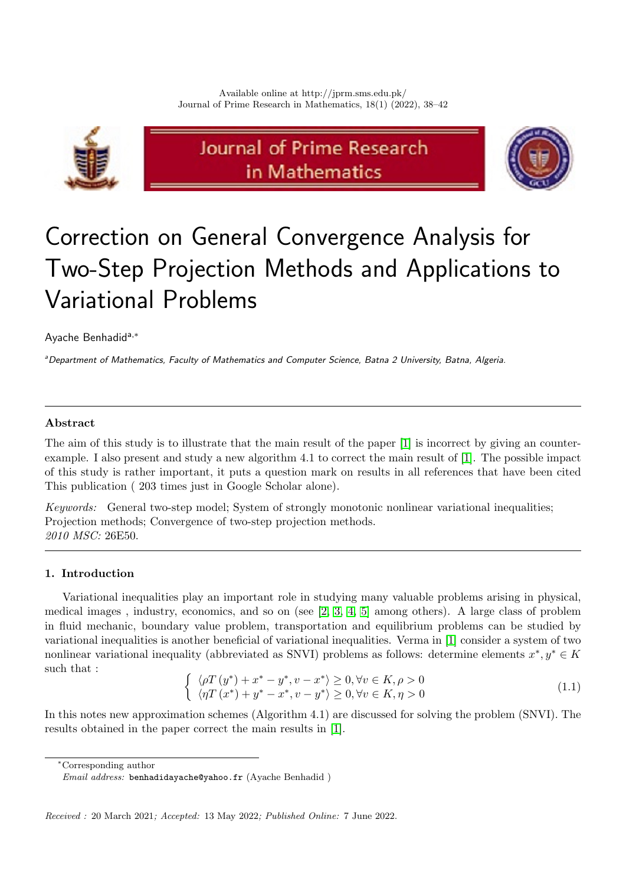# Correction on General Convergence Analysis for Two-Step Projection Methods and Applications to Variational Problems

Ayache Benhadid[a,*]

[a] *Department of Mathematics, Faculty of Mathematics and Computer Science, Batna 2 University, Batna, Algeria.*

---

### Abstract

The aim of this study is to illustrate that the main result of the paper [1] is incorrect by giving an counter-example. I also present and study a new algorithm 4.1 to correct the main result of [1]. The possible impact of this study is rather important, it puts a question mark on results in all references that have been cited This publication ( 203 times just in Google Scholar alone).

*Keywords:* General two-step model; System of strongly monotonic nonlinear variational inequalities; Projection methods; Convergence of two-step projection methods.
*2010 MSC:* 26E50.

---

## 1. Introduction

Variational inequalities play an important role in studying many valuable problems arising in physical, medical images , industry, economics, and so on (see [2, 3, 4, 5] among others). A large class of problem in fluid mechanic, boundary value problem, transportation and equilibrium problems can be studied by variational inequalities is another beneficial of variational inequalities. Verma in [1] consider a system of two nonlinear variational inequality (abbreviated as SNVI) problems as follows: determine elements $x^*, y^* \in K$ such that :

$$\begin{cases} \langle \rho T(y^*) + x^* - y^*, v - x^* \rangle \geq 0, \forall v \in K, \rho > 0 \\ \langle \eta T(x^*) + y^* - x^*, v - y^* \rangle \geq 0, \forall v \in K, \eta > 0 \end{cases} \tag{1.1}$$

In this notes new approximation schemes (Algorithm 4.1) are discussed for solving the problem (SNVI). The results obtained in the paper correct the main results in [1].

---

[*] Corresponding author
*Email address:* benhadidayache@yahoo.fr (Ayache Benhadid )

*Received :* 20 March 2021*; Accepted:* 13 May 2022*; Published Online:* 7 June 2022.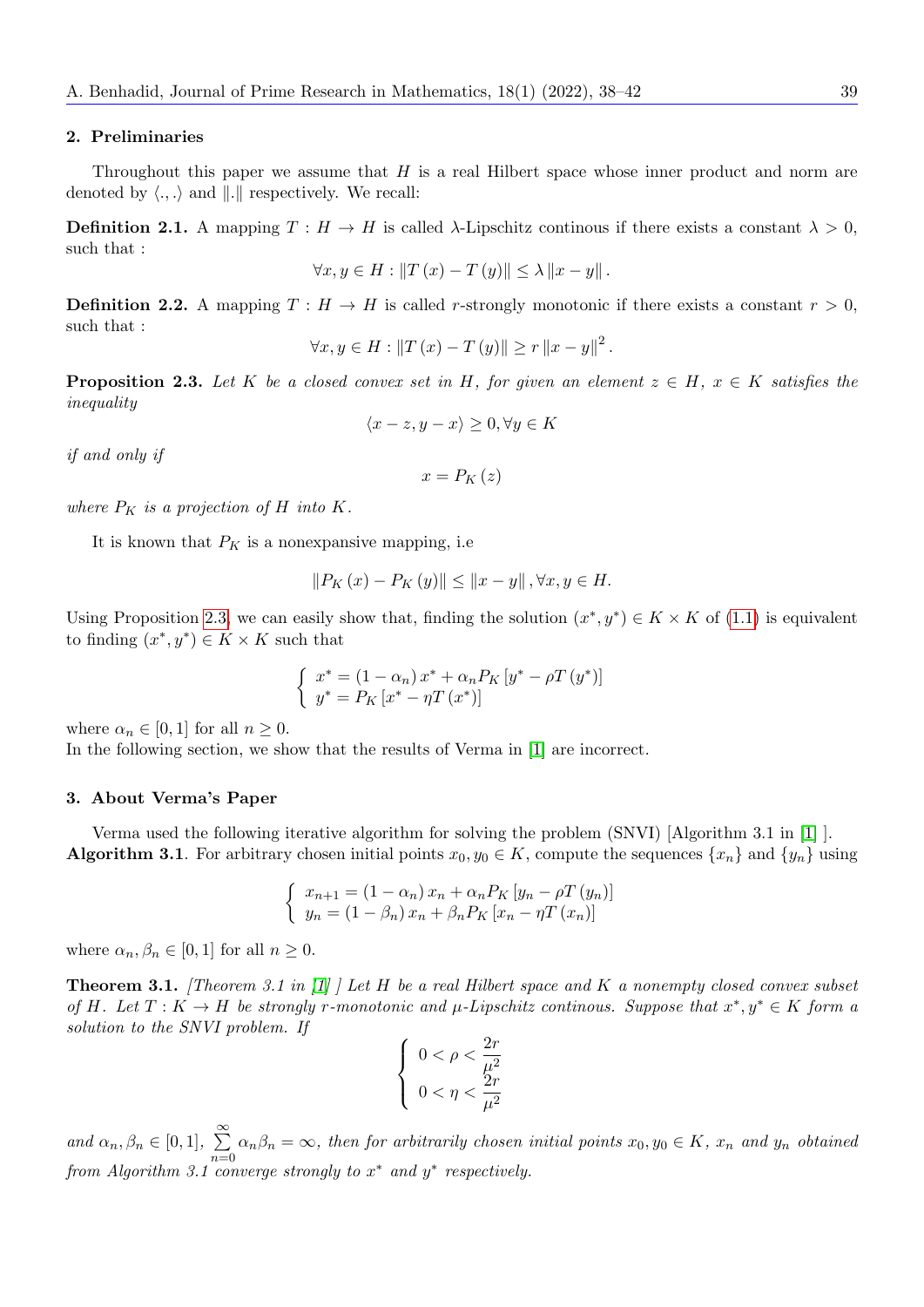## 2. Preliminaries

Throughout this paper we assume that $H$ is a real Hilbert space whose inner product and norm are denoted by $\langle .,. \rangle$ and $\|.\|$ respectively. We recall:

**Definition 2.1.** A mapping $T : H \to H$ is called $\lambda$-Lipschitz continous if there exists a constant $\lambda > 0$, such that :

$$\forall x, y \in H : \|T(x) - T(y)\| \leq \lambda \|x - y\|.$$

**Definition 2.2.** A mapping $T : H \to H$ is called $r$-strongly monotonic if there exists a constant $r > 0$, such that :

$$\forall x, y \in H : \|T(x) - T(y)\| \geq r \|x - y\|^2.$$

**Proposition 2.3.** *Let $K$ be a closed convex set in $H$, for given an element $z \in H$, $x \in K$ satisfies the inequality*

$$\langle x - z, y - x \rangle \geq 0, \forall y \in K$$

*if and only if*

$$x = P_K(z)$$

*where $P_K$ is a projection of $H$ into $K$.*

It is known that $P_K$ is a nonexpansive mapping, i.e

$$\|P_K(x) - P_K(y)\| \leq \|x - y\|, \forall x, y \in H.$$

Using Proposition 2.3, we can easily show that, finding the solution $(x^*, y^*) \in K \times K$ of (1.1) is equivalent to finding $(x^*, y^*) \in K \times K$ such that

$$\begin{cases} x^* = (1 - \alpha_n) x^* + \alpha_n P_K [y^* - \rho T(y^*)] \\ y^* = P_K [x^* - \eta T(x^*)] \end{cases}$$

where $\alpha_n \in [0, 1]$ for all $n \geq 0$.
In the following section, we show that the results of Verma in [1] are incorrect.

## 3. About Verma's Paper

Verma used the following iterative algorithm for solving the problem (SNVI) [Algorithm 3.1 in [1] ].
**Algorithm 3.1**. For arbitrary chosen initial points $x_0, y_0 \in K$, compute the sequences $\{x_n\}$ and $\{y_n\}$ using

$$\begin{cases} x_{n+1} = (1 - \alpha_n) x_n + \alpha_n P_K [y_n - \rho T(y_n)] \\ y_n = (1 - \beta_n) x_n + \beta_n P_K [x_n - \eta T(x_n)] \end{cases}$$

where $\alpha_n, \beta_n \in [0, 1]$ for all $n \geq 0$.

**Theorem 3.1.** *[Theorem 3.1 in [1] ] Let $H$ be a real Hilbert space and $K$ a nonempty closed convex subset of $H$. Let $T : K \to H$ be strongly $r$-monotonic and $\mu$-Lipschitz continous. Suppose that $x^*, y^* \in K$ form a solution to the SNVI problem. If*

$$\begin{cases} 0 < \rho < \dfrac{2r}{\mu^2} \\ 0 < \eta < \dfrac{2r}{\mu^2} \end{cases}$$

*and $\alpha_n, \beta_n \in [0, 1]$, $\sum\limits_{n=0}^{\infty} \alpha_n \beta_n = \infty$, then for arbitrarily chosen initial points $x_0, y_0 \in K$, $x_n$ and $y_n$ obtained from Algorithm 3.1 converge strongly to $x^*$ and $y^*$ respectively.*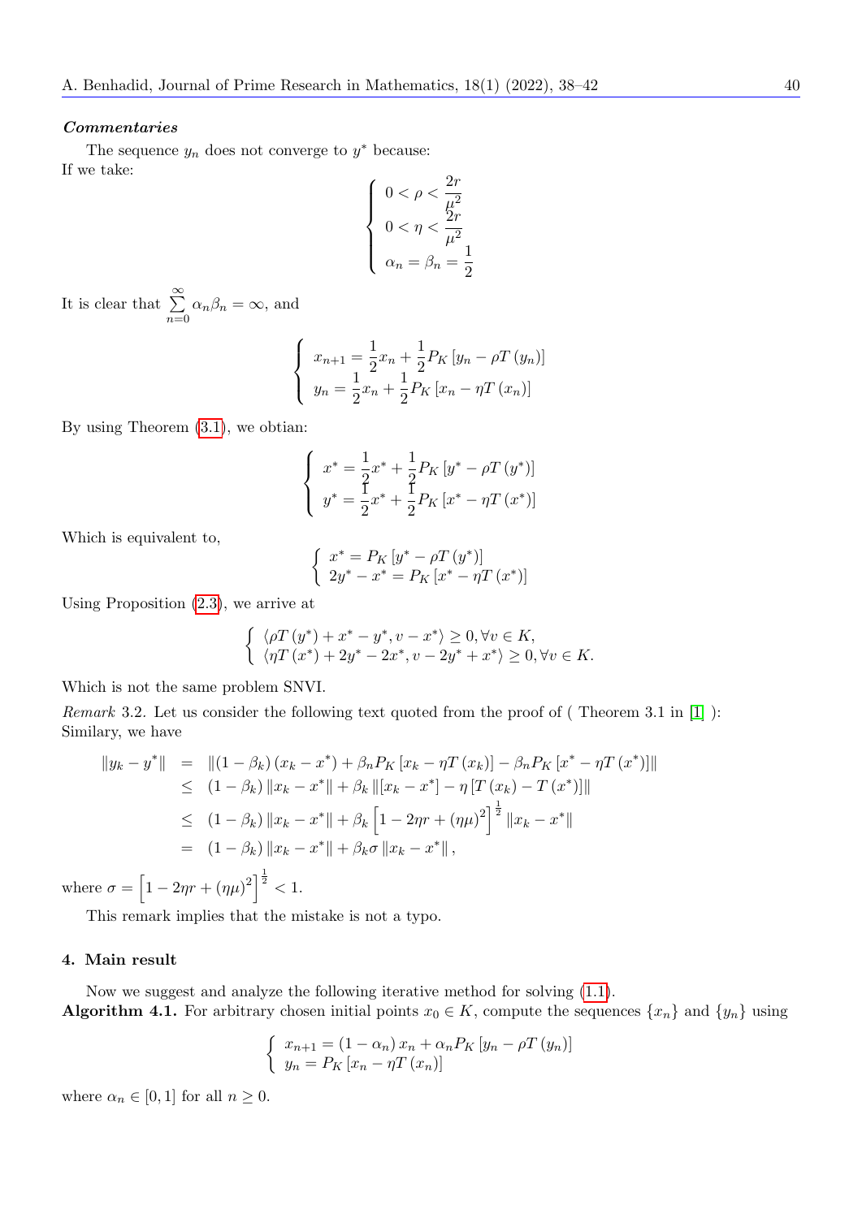***Commentaries***

The sequence $y_n$ does not converge to $y^*$ because:
If we take:

$$\begin{cases} 0 < \rho < \dfrac{2r}{\mu^2} \\ 0 < \eta < \dfrac{2r}{\mu^2} \\ \alpha_n = \beta_n = \dfrac{1}{2} \end{cases}$$

It is clear that $\sum\limits_{n=0}^{\infty} \alpha_n \beta_n = \infty$, and

$$\begin{cases} x_{n+1} = \dfrac{1}{2} x_n + \dfrac{1}{2} P_K \left[ y_n - \rho T(y_n) \right] \\ y_n = \dfrac{1}{2} x_n + \dfrac{1}{2} P_K \left[ x_n - \eta T(x_n) \right] \end{cases}$$

By using Theorem (3.1), we obtian:

$$\begin{cases} x^* = \dfrac{1}{2} x^* + \dfrac{1}{2} P_K \left[ y^* - \rho T(y^*) \right] \\ y^* = \dfrac{1}{2} x^* + \dfrac{1}{2} P_K \left[ x^* - \eta T(x^*) \right] \end{cases}$$

Which is equivalent to,

$$\begin{cases} x^* = P_K \left[ y^* - \rho T(y^*) \right] \\ 2y^* - x^* = P_K \left[ x^* - \eta T(x^*) \right] \end{cases}$$

Using Proposition (2.3), we arrive at

$$\begin{cases} \langle \rho T(y^*) + x^* - y^*, v - x^* \rangle \geq 0, \forall v \in K, \\ \langle \eta T(x^*) + 2y^* - 2x^*, v - 2y^* + x^* \rangle \geq 0, \forall v \in K. \end{cases}$$

Which is not the same problem SNVI.

*Remark* 3.2. Let us consider the following text quoted from the proof of ( Theorem 3.1 in [1] ):
Similary, we have

$$\begin{aligned} \|y_k - y^*\| &= \|(1-\beta_k)(x_k - x^*) + \beta_n P_K [x_k - \eta T(x_k)] - \beta_n P_K [x^* - \eta T(x^*)]\| \\ &\leq (1-\beta_k)\|x_k - x^*\| + \beta_k \|[x_k - x^*] - \eta [T(x_k) - T(x^*)]\| \\ &\leq (1-\beta_k)\|x_k - x^*\| + \beta_k \left[1 - 2\eta r + (\eta\mu)^2\right]^{\frac{1}{2}} \|x_k - x^*\| \\ &= (1-\beta_k)\|x_k - x^*\| + \beta_k \sigma \|x_k - x^*\|, \end{aligned}$$

where $\sigma = \left[1 - 2\eta r + (\eta\mu)^2\right]^{\frac{1}{2}} < 1$.

This remark implies that the mistake is not a typo.

## 4. Main result

Now we suggest and analyze the following iterative method for solving (1.1).

**Algorithm 4.1.** For arbitrary chosen initial points $x_0 \in K$, compute the sequences $\{x_n\}$ and $\{y_n\}$ using

$$\begin{cases} x_{n+1} = (1-\alpha_n) x_n + \alpha_n P_K \left[ y_n - \rho T(y_n) \right] \\ y_n = P_K \left[ x_n - \eta T(x_n) \right] \end{cases}$$

where $\alpha_n \in [0, 1]$ for all $n \geq 0$.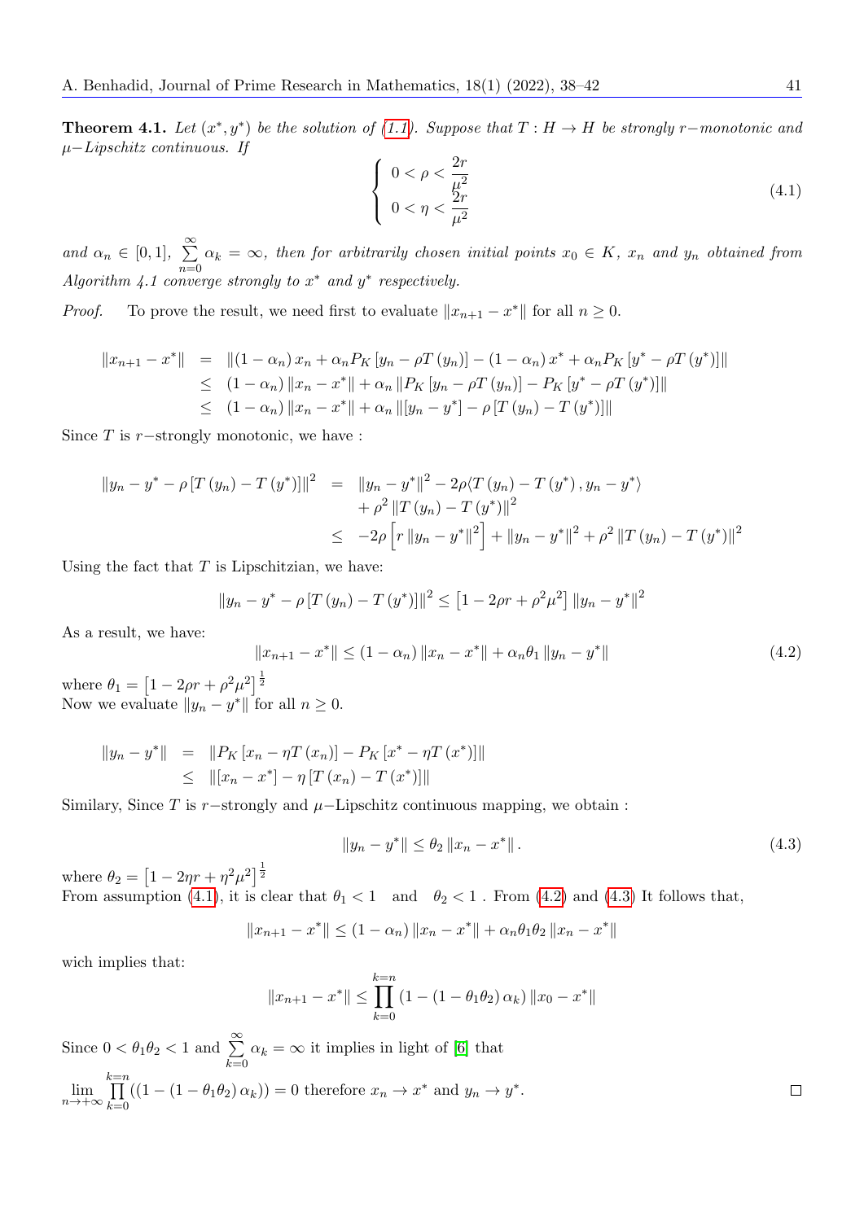**Theorem 4.1.** *Let $(x^*, y^*)$ be the solution of (1.1). Suppose that $T : H \to H$ be strongly $r-$monotonic and $\mu-$Lipschitz continuous. If*

$$\begin{cases} 0 < \rho < \dfrac{2r}{\mu^2} \\ 0 < \eta < \dfrac{2r}{\mu^2} \end{cases} \tag{4.1}$$

*and $\alpha_n \in [0,1]$, $\sum\limits_{n=0}^{\infty} \alpha_k = \infty$, then for arbitrarily chosen initial points $x_0 \in K$, $x_n$ and $y_n$ obtained from Algorithm 4.1 converge strongly to $x^*$ and $y^*$ respectively.*

*Proof.* To prove the result, we need first to evaluate $\|x_{n+1} - x^*\|$ for all $n \geq 0$.

$$\begin{aligned} \|x_{n+1} - x^*\| &= \|(1-\alpha_n) x_n + \alpha_n P_K [y_n - \rho T(y_n)] - (1-\alpha_n) x^* + \alpha_n P_K [y^* - \rho T(y^*)]\| \\ &\leq (1-\alpha_n) \|x_n - x^*\| + \alpha_n \|P_K [y_n - \rho T(y_n)] - P_K [y^* - \rho T(y^*)]\| \\ &\leq (1-\alpha_n) \|x_n - x^*\| + \alpha_n \|[y_n - y^*] - \rho [T(y_n) - T(y^*)]\| \end{aligned}$$

Since $T$ is $r-$strongly monotonic, we have :

$$\begin{aligned} \|y_n - y^* - \rho [T(y_n) - T(y^*)]\|^2 &= \|y_n - y^*\|^2 - 2\rho \langle T(y_n) - T(y^*), y_n - y^* \rangle \\ &\quad + \rho^2 \|T(y_n) - T(y^*)\|^2 \\ &\leq -2\rho \left[ r \|y_n - y^*\|^2 \right] + \|y_n - y^*\|^2 + \rho^2 \|T(y_n) - T(y^*)\|^2 \end{aligned}$$

Using the fact that $T$ is Lipschitzian, we have:

$$\|y_n - y^* - \rho [T(y_n) - T(y^*)]\|^2 \leq \left[1 - 2\rho r + \rho^2 \mu^2\right] \|y_n - y^*\|^2$$

As a result, we have:

$$\|x_{n+1} - x^*\| \leq (1-\alpha_n) \|x_n - x^*\| + \alpha_n \theta_1 \|y_n - y^*\| \tag{4.2}$$

where $\theta_1 = \left[1 - 2\rho r + \rho^2 \mu^2\right]^{\frac{1}{2}}$
Now we evaluate $\|y_n - y^*\|$ for all $n \geq 0$.

$$\begin{aligned} \|y_n - y^*\| &= \|P_K [x_n - \eta T(x_n)] - P_K [x^* - \eta T(x^*)]\| \\ &\leq \|[x_n - x^*] - \eta [T(x_n) - T(x^*)]\| \end{aligned}$$

Similary, Since $T$ is $r-$strongly and $\mu-$Lipschitz continuous mapping, we obtain :

$$\|y_n - y^*\| \leq \theta_2 \|x_n - x^*\|. \tag{4.3}$$

where $\theta_2 = \left[1 - 2\eta r + \eta^2 \mu^2\right]^{\frac{1}{2}}$
From assumption (4.1), it is clear that $\theta_1 < 1$ and $\theta_2 < 1$ . From (4.2) and (4.3) It follows that,

$$\|x_{n+1} - x^*\| \leq (1-\alpha_n) \|x_n - x^*\| + \alpha_n \theta_1 \theta_2 \|x_n - x^*\|$$

wich implies that:

$$\|x_{n+1} - x^*\| \leq \prod_{k=0}^{k=n} \left(1 - (1 - \theta_1 \theta_2) \alpha_k\right) \|x_0 - x^*\|$$

Since $0 < \theta_1 \theta_2 < 1$ and $\sum\limits_{k=0}^{\infty} \alpha_k = \infty$ it implies in light of [6] that

$\lim\limits_{n \to +\infty} \prod\limits_{k=0}^{k=n} \left(\left(1 - (1 - \theta_1 \theta_2) \alpha_k\right)\right) = 0$ therefore $x_n \to x^*$ and $y_n \to y^*$. ∎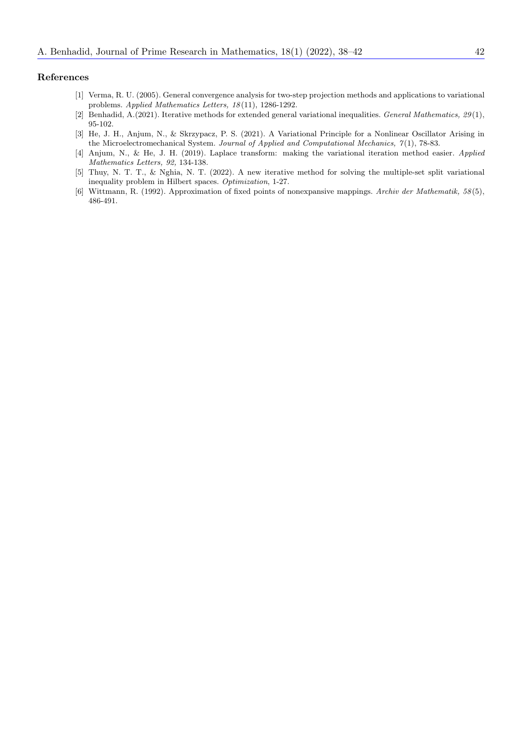## References

[1] Verma, R. U. (2005). General convergence analysis for two-step projection methods and applications to variational problems. *Applied Mathematics Letters, 18*(11), 1286-1292.

[2] Benhadid, A.(2021). Iterative methods for extended general variational inequalities. *General Mathematics, 29*(1), 95-102.

[3] He, J. H., Anjum, N., & Skrzypacz, P. S. (2021). A Variational Principle for a Nonlinear Oscillator Arising in the Microelectromechanical System. *Journal of Applied and Computational Mechanics, 7*(1), 78-83.

[4] Anjum, N., & He, J. H. (2019). Laplace transform: making the variational iteration method easier. *Applied Mathematics Letters, 92,* 134-138.

[5] Thuy, N. T. T., & Nghia, N. T. (2022). A new iterative method for solving the multiple-set split variational inequality problem in Hilbert spaces. *Optimization*, 1-27.

[6] Wittmann, R. (1992). Approximation of fixed points of nonexpansive mappings. *Archiv der Mathematik, 58*(5), 486-491.